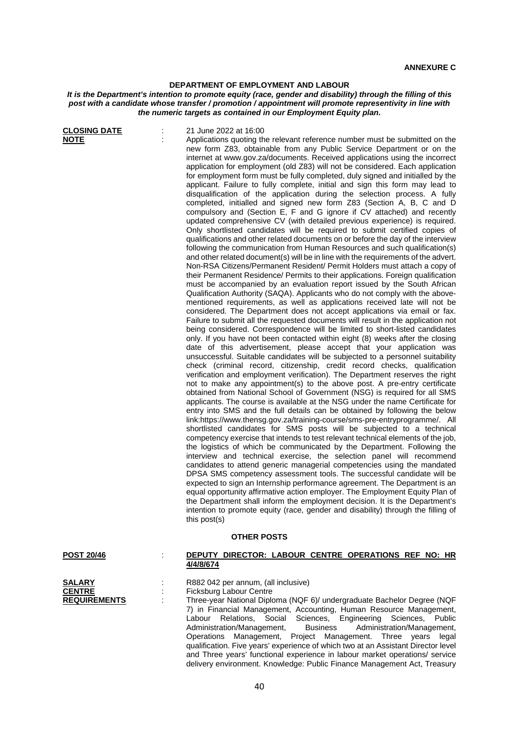**ANNEXURE C**

**DEPARTMENT OF EMPLOYMENT AND LABOUR**

***It is the Department's intention to promote equity (race, gender and disability) through the filling of this post with a candidate whose transfer / promotion / appointment will promote representivity in line with the numeric targets as contained in our Employment Equity plan.***

**CLOSING DATE** : 21 June 2022 at 16:00

**NOTE** : Applications quoting the relevant reference number must be submitted on the new form Z83, obtainable from any Public Service Department or on the internet at www.gov.za/documents. Received applications using the incorrect application for employment (old Z83) will not be considered. Each application for employment form must be fully completed, duly signed and initialled by the applicant. Failure to fully complete, initial and sign this form may lead to disqualification of the application during the selection process. A fully completed, initialled and signed new form Z83 (Section A, B, C and D compulsory and (Section E, F and G ignore if CV attached) and recently updated comprehensive CV (with detailed previous experience) is required. Only shortlisted candidates will be required to submit certified copies of qualifications and other related documents on or before the day of the interview following the communication from Human Resources and such qualification(s) and other related document(s) will be in line with the requirements of the advert. Non-RSA Citizens/Permanent Resident/ Permit Holders must attach a copy of their Permanent Residence/ Permits to their applications. Foreign qualification must be accompanied by an evaluation report issued by the South African Qualification Authority (SAQA). Applicants who do not comply with the above-mentioned requirements, as well as applications received late will not be considered. The Department does not accept applications via email or fax. Failure to submit all the requested documents will result in the application not being considered. Correspondence will be limited to short-listed candidates only. If you have not been contacted within eight (8) weeks after the closing date of this advertisement, please accept that your application was unsuccessful. Suitable candidates will be subjected to a personnel suitability check (criminal record, citizenship, credit record checks, qualification verification and employment verification). The Department reserves the right not to make any appointment(s) to the above post. A pre-entry certificate obtained from National School of Government (NSG) is required for all SMS applicants. The course is available at the NSG under the name Certificate for entry into SMS and the full details can be obtained by following the below link:https://www.thensg.gov.za/training-course/sms-pre-entryprogramme/. All shortlisted candidates for SMS posts will be subjected to a technical competency exercise that intends to test relevant technical elements of the job, the logistics of which be communicated by the Department. Following the interview and technical exercise, the selection panel will recommend candidates to attend generic managerial competencies using the mandated DPSA SMS competency assessment tools. The successful candidate will be expected to sign an Internship performance agreement. The Department is an equal opportunity affirmative action employer. The Employment Equity Plan of the Department shall inform the employment decision. It is the Department's intention to promote equity (race, gender and disability) through the filling of this post(s)

**OTHER POSTS**

**POST 20/46** : **DEPUTY DIRECTOR: LABOUR CENTRE OPERATIONS REF NO: HR 4/4/8/674**

**SALARY** : R882 042 per annum, (all inclusive)

**CENTRE** : Ficksburg Labour Centre

**REQUIREMENTS** : Three-year National Diploma (NQF 6)/ undergraduate Bachelor Degree (NQF 7) in Financial Management, Accounting, Human Resource Management, Labour Relations, Social Sciences, Engineering Sciences, Public Administration/Management, Business Administration/Management, Operations Management, Project Management. Three years legal qualification. Five years' experience of which two at an Assistant Director level and Three years' functional experience in labour market operations/ service delivery environment. Knowledge: Public Finance Management Act, Treasury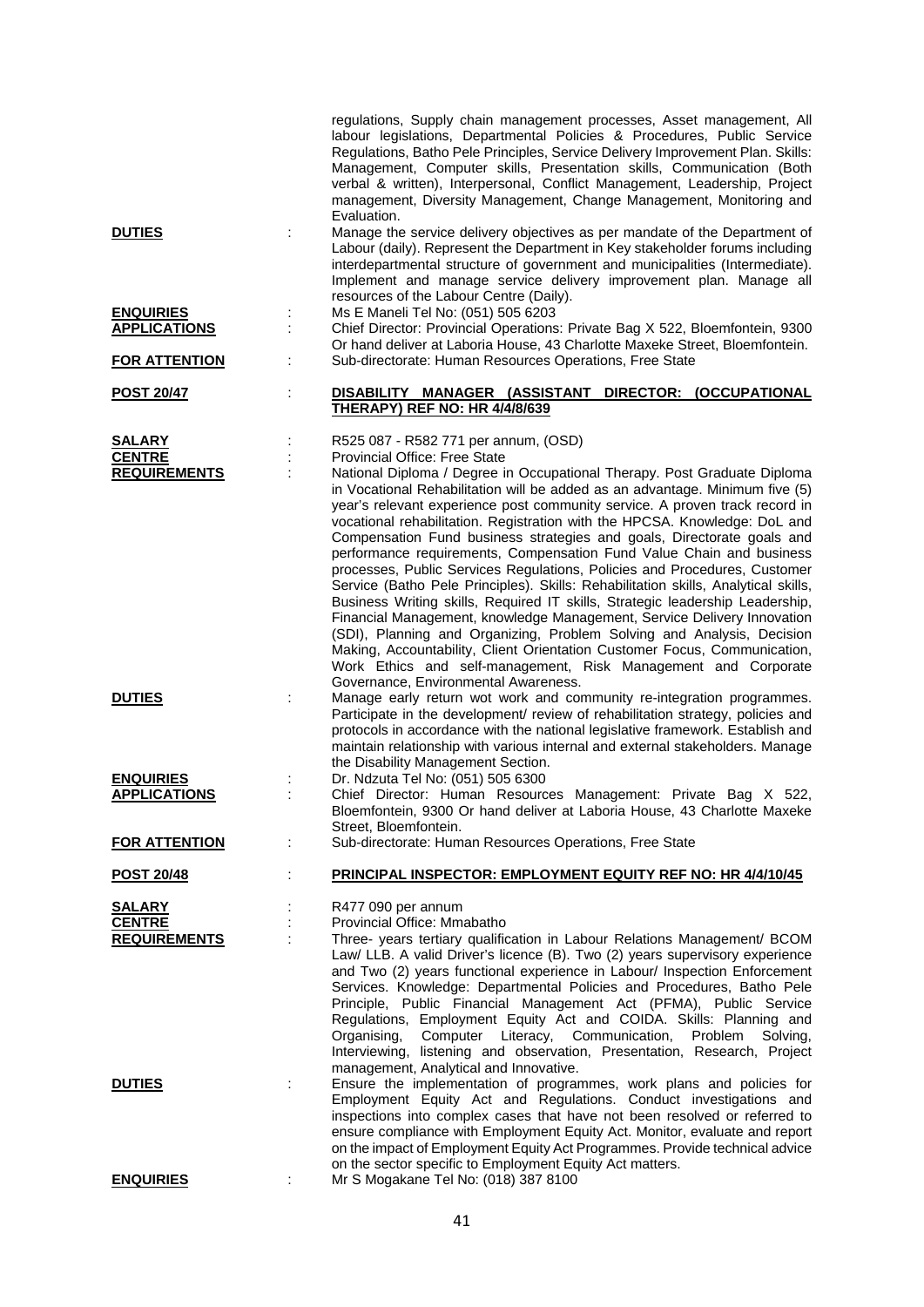regulations, Supply chain management processes, Asset management, All labour legislations, Departmental Policies & Procedures, Public Service Regulations, Batho Pele Principles, Service Delivery Improvement Plan. Skills: Management, Computer skills, Presentation skills, Communication (Both verbal & written), Interpersonal, Conflict Management, Leadership, Project management, Diversity Management, Change Management, Monitoring and Evaluation.

**DUTIES** : Manage the service delivery objectives as per mandate of the Department of Labour (daily). Represent the Department in Key stakeholder forums including interdepartmental structure of government and municipalities (Intermediate). Implement and manage service delivery improvement plan. Manage all resources of the Labour Centre (Daily).

**ENQUIRIES** : Ms E Maneli Tel No: (051) 505 6203

**APPLICATIONS** : Chief Director: Provincial Operations: Private Bag X 522, Bloemfontein, 9300 Or hand deliver at Laboria House, 43 Charlotte Maxeke Street, Bloemfontein.

**FOR ATTENTION** : Sub-directorate: Human Resources Operations, Free State

**POST 20/47** : **DISABILITY MANAGER (ASSISTANT DIRECTOR: (OCCUPATIONAL THERAPY) REF NO: HR 4/4/8/639**

**SALARY** : R525 087 - R582 771 per annum, (OSD)

**CENTRE** : Provincial Office: Free State

**REQUIREMENTS** : National Diploma / Degree in Occupational Therapy. Post Graduate Diploma in Vocational Rehabilitation will be added as an advantage. Minimum five (5) year's relevant experience post community service. A proven track record in vocational rehabilitation. Registration with the HPCSA. Knowledge: DoL and Compensation Fund business strategies and goals, Directorate goals and performance requirements, Compensation Fund Value Chain and business processes, Public Services Regulations, Policies and Procedures, Customer Service (Batho Pele Principles). Skills: Rehabilitation skills, Analytical skills, Business Writing skills, Required IT skills, Strategic leadership Leadership, Financial Management, knowledge Management, Service Delivery Innovation (SDI), Planning and Organizing, Problem Solving and Analysis, Decision Making, Accountability, Client Orientation Customer Focus, Communication, Work Ethics and self-management, Risk Management and Corporate Governance, Environmental Awareness.

**DUTIES** : Manage early return wot work and community re-integration programmes. Participate in the development/ review of rehabilitation strategy, policies and protocols in accordance with the national legislative framework. Establish and maintain relationship with various internal and external stakeholders. Manage the Disability Management Section.

**ENQUIRIES** : Dr. Ndzuta Tel No: (051) 505 6300

**APPLICATIONS** : Chief Director: Human Resources Management: Private Bag X 522, Bloemfontein, 9300 Or hand deliver at Laboria House, 43 Charlotte Maxeke Street, Bloemfontein.

**FOR ATTENTION** : Sub-directorate: Human Resources Operations, Free State

**POST 20/48** : **PRINCIPAL INSPECTOR: EMPLOYMENT EQUITY REF NO: HR 4/4/10/45**

**SALARY** : R477 090 per annum

**CENTRE** : Provincial Office: Mmabatho

**REQUIREMENTS** : Three- years tertiary qualification in Labour Relations Management/ BCOM Law/ LLB. A valid Driver's licence (B). Two (2) years supervisory experience and Two (2) years functional experience in Labour/ Inspection Enforcement Services. Knowledge: Departmental Policies and Procedures, Batho Pele Principle, Public Financial Management Act (PFMA), Public Service Regulations, Employment Equity Act and COIDA. Skills: Planning and Organising, Computer Literacy, Communication, Problem Solving, Interviewing, listening and observation, Presentation, Research, Project management, Analytical and Innovative.

**DUTIES** : Ensure the implementation of programmes, work plans and policies for Employment Equity Act and Regulations. Conduct investigations and inspections into complex cases that have not been resolved or referred to ensure compliance with Employment Equity Act. Monitor, evaluate and report on the impact of Employment Equity Act Programmes. Provide technical advice on the sector specific to Employment Equity Act matters.

**ENQUIRIES** : Mr S Mogakane Tel No: (018) 387 8100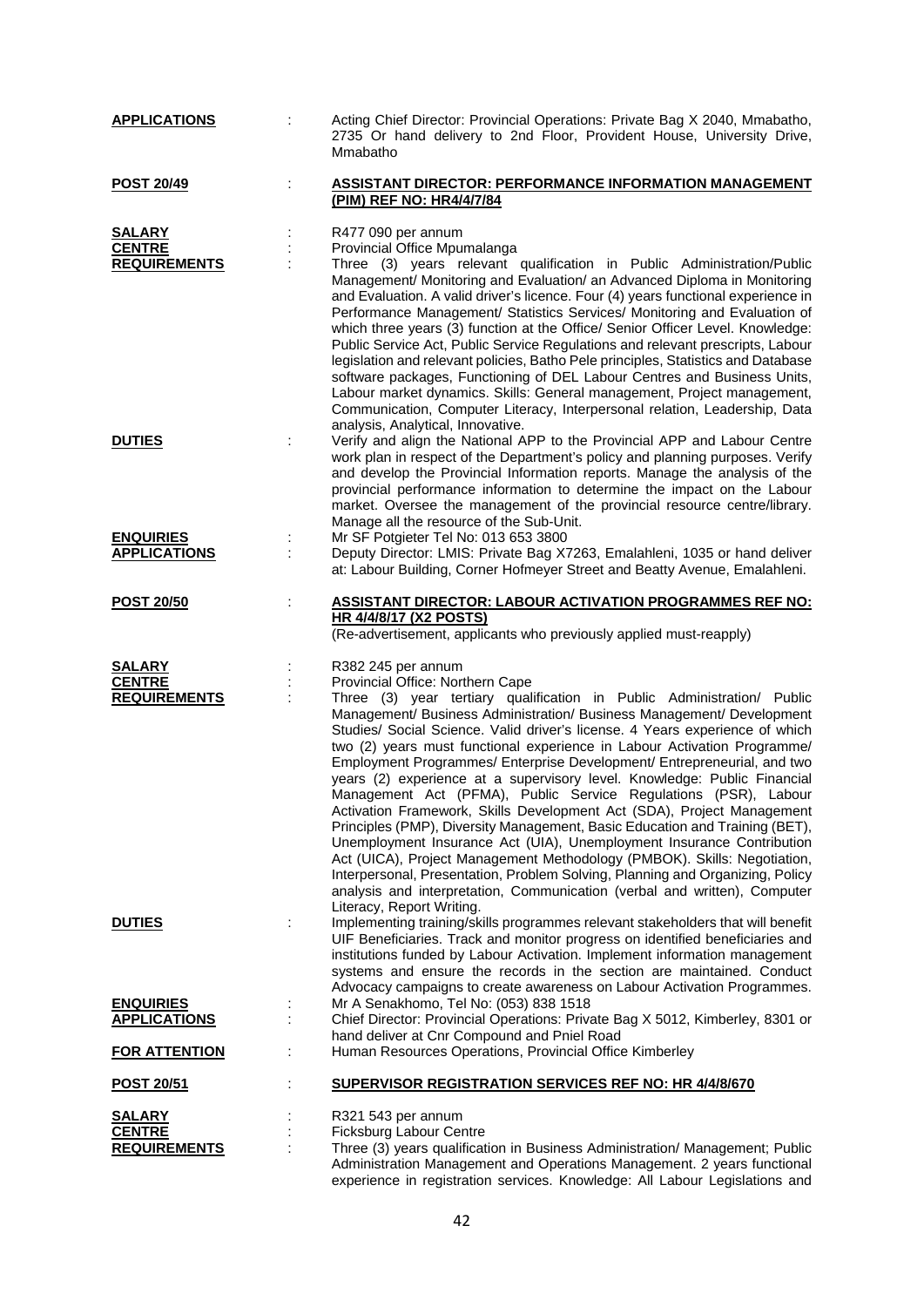**APPLICATIONS** : Acting Chief Director: Provincial Operations: Private Bag X 2040, Mmabatho, 2735 Or hand delivery to 2nd Floor, Provident House, University Drive, Mmabatho

**POST 20/49** : **ASSISTANT DIRECTOR: PERFORMANCE INFORMATION MANAGEMENT (PIM) REF NO: HR4/4/7/84**

**SALARY** : R477 090 per annum

**CENTRE** : Provincial Office Mpumalanga

**REQUIREMENTS** : Three (3) years relevant qualification in Public Administration/Public Management/ Monitoring and Evaluation/ an Advanced Diploma in Monitoring and Evaluation. A valid driver's licence. Four (4) years functional experience in Performance Management/ Statistics Services/ Monitoring and Evaluation of which three years (3) function at the Office/ Senior Officer Level. Knowledge: Public Service Act, Public Service Regulations and relevant prescripts, Labour legislation and relevant policies, Batho Pele principles, Statistics and Database software packages, Functioning of DEL Labour Centres and Business Units, Labour market dynamics. Skills: General management, Project management, Communication, Computer Literacy, Interpersonal relation, Leadership, Data analysis, Analytical, Innovative.

**DUTIES** : Verify and align the National APP to the Provincial APP and Labour Centre work plan in respect of the Department's policy and planning purposes. Verify and develop the Provincial Information reports. Manage the analysis of the provincial performance information to determine the impact on the Labour market. Oversee the management of the provincial resource centre/library. Manage all the resource of the Sub-Unit.

**ENQUIRIES** : Mr SF Potgieter Tel No: 013 653 3800

**APPLICATIONS** : Deputy Director: LMIS: Private Bag X7263, Emalahleni, 1035 or hand deliver at: Labour Building, Corner Hofmeyer Street and Beatty Avenue, Emalahleni.

**POST 20/50** : **ASSISTANT DIRECTOR: LABOUR ACTIVATION PROGRAMMES REF NO: HR 4/4/8/17 (X2 POSTS)**

(Re-advertisement, applicants who previously applied must-reapply)

**SALARY** : R382 245 per annum

**CENTRE** : Provincial Office: Northern Cape

**REQUIREMENTS** : Three (3) year tertiary qualification in Public Administration/ Public Management/ Business Administration/ Business Management/ Development Studies/ Social Science. Valid driver's license. 4 Years experience of which two (2) years must functional experience in Labour Activation Programme/ Employment Programmes/ Enterprise Development/ Entrepreneurial, and two years (2) experience at a supervisory level. Knowledge: Public Financial Management Act (PFMA), Public Service Regulations (PSR), Labour Activation Framework, Skills Development Act (SDA), Project Management Principles (PMP), Diversity Management, Basic Education and Training (BET), Unemployment Insurance Act (UIA), Unemployment Insurance Contribution Act (UICA), Project Management Methodology (PMBOK). Skills: Negotiation, Interpersonal, Presentation, Problem Solving, Planning and Organizing, Policy analysis and interpretation, Communication (verbal and written), Computer Literacy, Report Writing.

**DUTIES** : Implementing training/skills programmes relevant stakeholders that will benefit UIF Beneficiaries. Track and monitor progress on identified beneficiaries and institutions funded by Labour Activation. Implement information management systems and ensure the records in the section are maintained. Conduct Advocacy campaigns to create awareness on Labour Activation Programmes.

**ENQUIRIES** : Mr A Senakhomo, Tel No: (053) 838 1518

**APPLICATIONS** : Chief Director: Provincial Operations: Private Bag X 5012, Kimberley, 8301 or hand deliver at Cnr Compound and Pniel Road

**FOR ATTENTION** : Human Resources Operations, Provincial Office Kimberley

**POST 20/51** : **SUPERVISOR REGISTRATION SERVICES REF NO: HR 4/4/8/670**

**SALARY** : R321 543 per annum

**CENTRE** : Ficksburg Labour Centre

**REQUIREMENTS** : Three (3) years qualification in Business Administration/ Management; Public Administration Management and Operations Management. 2 years functional experience in registration services. Knowledge: All Labour Legislations and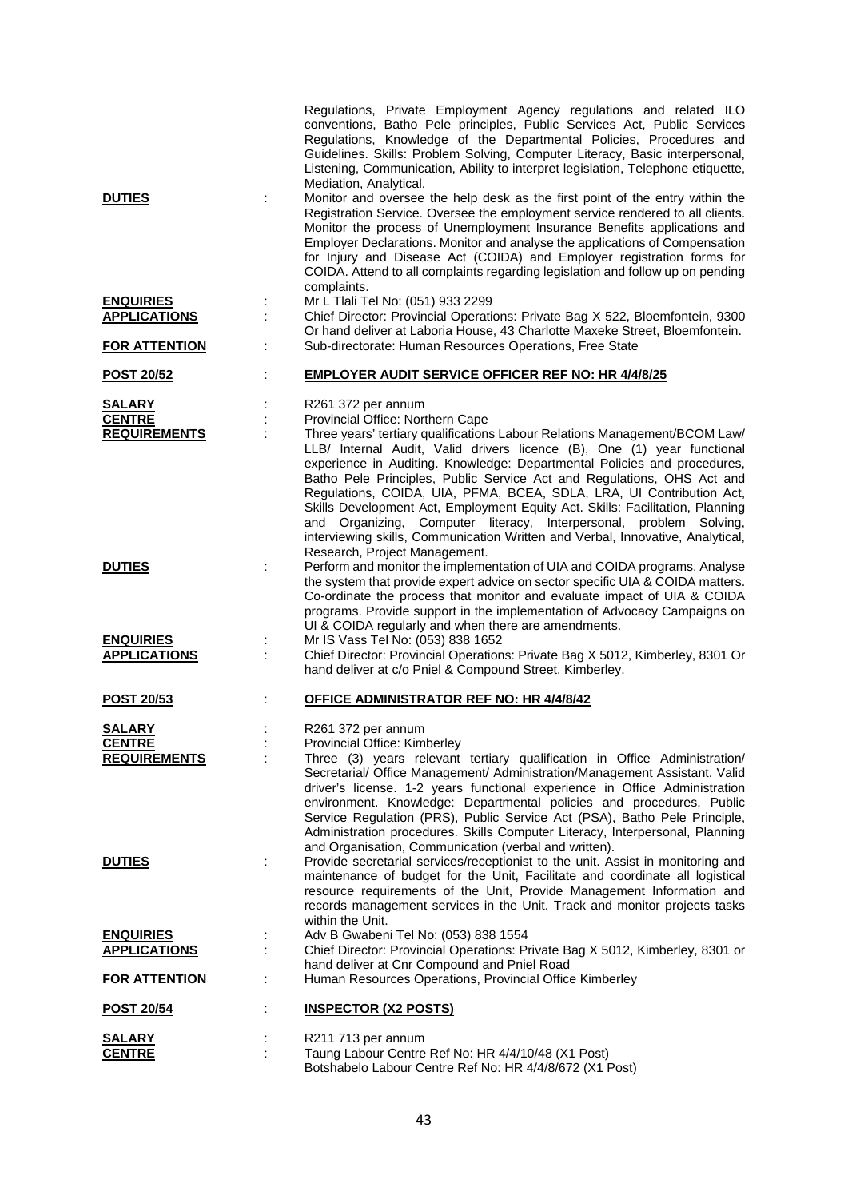Regulations, Private Employment Agency regulations and related ILO conventions, Batho Pele principles, Public Services Act, Public Services Regulations, Knowledge of the Departmental Policies, Procedures and Guidelines. Skills: Problem Solving, Computer Literacy, Basic interpersonal, Listening, Communication, Ability to interpret legislation, Telephone etiquette, Mediation, Analytical.

**DUTIES** : Monitor and oversee the help desk as the first point of the entry within the Registration Service. Oversee the employment service rendered to all clients. Monitor the process of Unemployment Insurance Benefits applications and Employer Declarations. Monitor and analyse the applications of Compensation for Injury and Disease Act (COIDA) and Employer registration forms for COIDA. Attend to all complaints regarding legislation and follow up on pending complaints.

**ENQUIRIES** : Mr L Tlali Tel No: (051) 933 2299

**APPLICATIONS** : Chief Director: Provincial Operations: Private Bag X 522, Bloemfontein, 9300 Or hand deliver at Laboria House, 43 Charlotte Maxeke Street, Bloemfontein.

**FOR ATTENTION** : Sub-directorate: Human Resources Operations, Free State

**POST 20/52** : **EMPLOYER AUDIT SERVICE OFFICER REF NO: HR 4/4/8/25**

**SALARY** : R261 372 per annum

**CENTRE** : Provincial Office: Northern Cape

**REQUIREMENTS** : Three years' tertiary qualifications Labour Relations Management/BCOM Law/ LLB/ Internal Audit, Valid drivers licence (B), One (1) year functional experience in Auditing. Knowledge: Departmental Policies and procedures, Batho Pele Principles, Public Service Act and Regulations, OHS Act and Regulations, COIDA, UIA, PFMA, BCEA, SDLA, LRA, UI Contribution Act, Skills Development Act, Employment Equity Act. Skills: Facilitation, Planning and Organizing, Computer literacy, Interpersonal, problem Solving, interviewing skills, Communication Written and Verbal, Innovative, Analytical, Research, Project Management.

**DUTIES** : Perform and monitor the implementation of UIA and COIDA programs. Analyse the system that provide expert advice on sector specific UIA & COIDA matters. Co-ordinate the process that monitor and evaluate impact of UIA & COIDA programs. Provide support in the implementation of Advocacy Campaigns on UI & COIDA regularly and when there are amendments.

**ENQUIRIES** : Mr IS Vass Tel No: (053) 838 1652

**APPLICATIONS** : Chief Director: Provincial Operations: Private Bag X 5012, Kimberley, 8301 Or hand deliver at c/o Pniel & Compound Street, Kimberley.

**POST 20/53** : **OFFICE ADMINISTRATOR REF NO: HR 4/4/8/42**

**SALARY** : R261 372 per annum

**CENTRE** : Provincial Office: Kimberley

**REQUIREMENTS** : Three (3) years relevant tertiary qualification in Office Administration/ Secretarial/ Office Management/ Administration/Management Assistant. Valid driver's license. 1-2 years functional experience in Office Administration environment. Knowledge: Departmental policies and procedures, Public Service Regulation (PRS), Public Service Act (PSA), Batho Pele Principle, Administration procedures. Skills Computer Literacy, Interpersonal, Planning and Organisation, Communication (verbal and written).

**DUTIES** : Provide secretarial services/receptionist to the unit. Assist in monitoring and maintenance of budget for the Unit, Facilitate and coordinate all logistical resource requirements of the Unit, Provide Management Information and records management services in the Unit. Track and monitor projects tasks within the Unit.

**ENQUIRIES** : Adv B Gwabeni Tel No: (053) 838 1554

**APPLICATIONS** : Chief Director: Provincial Operations: Private Bag X 5012, Kimberley, 8301 or hand deliver at Cnr Compound and Pniel Road

**FOR ATTENTION** : Human Resources Operations, Provincial Office Kimberley

**POST 20/54** : **INSPECTOR (X2 POSTS)**

**SALARY** : R211 713 per annum

**CENTRE** : Taung Labour Centre Ref No: HR 4/4/10/48 (X1 Post)
Botshabelo Labour Centre Ref No: HR 4/4/8/672 (X1 Post)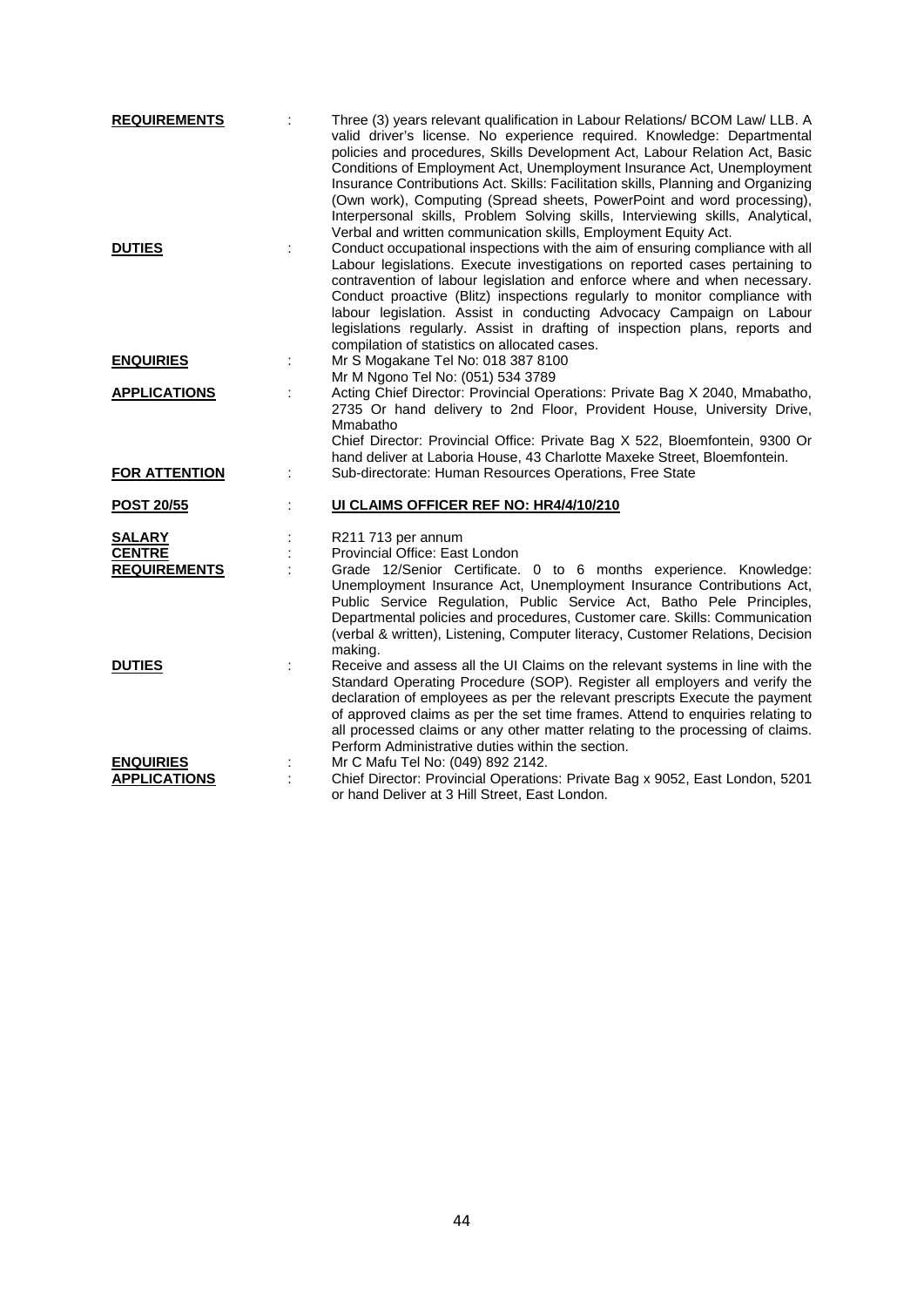**REQUIREMENTS** : Three (3) years relevant qualification in Labour Relations/ BCOM Law/ LLB. A valid driver's license. No experience required. Knowledge: Departmental policies and procedures, Skills Development Act, Labour Relation Act, Basic Conditions of Employment Act, Unemployment Insurance Act, Unemployment Insurance Contributions Act. Skills: Facilitation skills, Planning and Organizing (Own work), Computing (Spread sheets, PowerPoint and word processing), Interpersonal skills, Problem Solving skills, Interviewing skills, Analytical, Verbal and written communication skills, Employment Equity Act.

**DUTIES** : Conduct occupational inspections with the aim of ensuring compliance with all Labour legislations. Execute investigations on reported cases pertaining to contravention of labour legislation and enforce where and when necessary. Conduct proactive (Blitz) inspections regularly to monitor compliance with labour legislation. Assist in conducting Advocacy Campaign on Labour legislations regularly. Assist in drafting of inspection plans, reports and compilation of statistics on allocated cases.

**ENQUIRIES** : Mr S Mogakane Tel No: 018 387 8100
Mr M Ngono Tel No: (051) 534 3789

**APPLICATIONS** : Acting Chief Director: Provincial Operations: Private Bag X 2040, Mmabatho, 2735 Or hand delivery to 2nd Floor, Provident House, University Drive, Mmabatho
Chief Director: Provincial Office: Private Bag X 522, Bloemfontein, 9300 Or hand deliver at Laboria House, 43 Charlotte Maxeke Street, Bloemfontein.

**FOR ATTENTION** : Sub-directorate: Human Resources Operations, Free State

**POST 20/55** : **UI CLAIMS OFFICER REF NO: HR4/4/10/210**

**SALARY** : R211 713 per annum

**CENTRE** : Provincial Office: East London

**REQUIREMENTS** : Grade 12/Senior Certificate. 0 to 6 months experience. Knowledge: Unemployment Insurance Act, Unemployment Insurance Contributions Act, Public Service Regulation, Public Service Act, Batho Pele Principles, Departmental policies and procedures, Customer care. Skills: Communication (verbal & written), Listening, Computer literacy, Customer Relations, Decision making.

**DUTIES** : Receive and assess all the UI Claims on the relevant systems in line with the Standard Operating Procedure (SOP). Register all employers and verify the declaration of employees as per the relevant prescripts Execute the payment of approved claims as per the set time frames. Attend to enquiries relating to all processed claims or any other matter relating to the processing of claims. Perform Administrative duties within the section.

**ENQUIRIES** : Mr C Mafu Tel No: (049) 892 2142.

**APPLICATIONS** : Chief Director: Provincial Operations: Private Bag x 9052, East London, 5201 or hand Deliver at 3 Hill Street, East London.